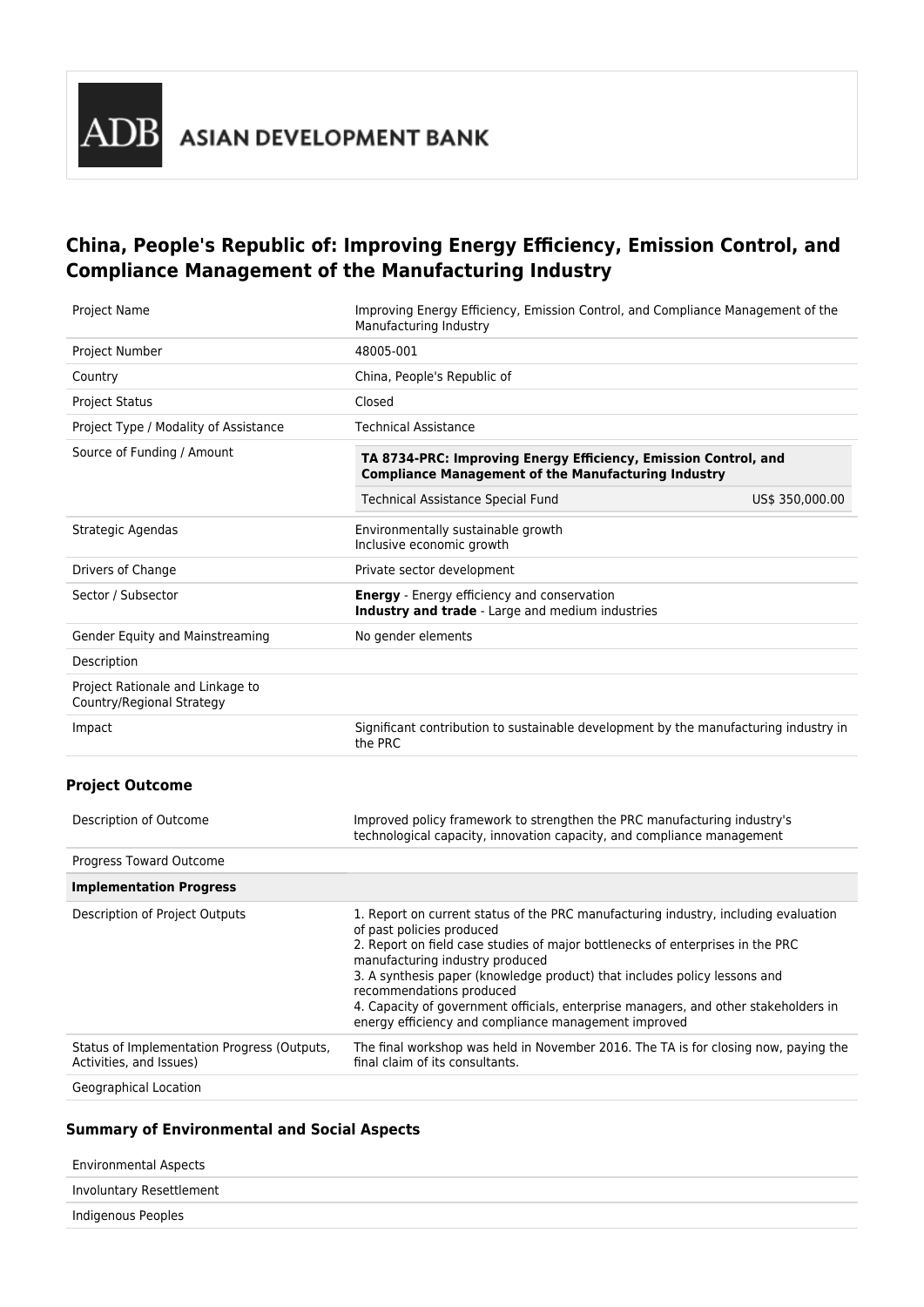ADB ASIAN DEVELOPMENT BANK

# China, People's Republic of: Improving Energy Efficiency, Emission Control, and Compliance Management of the Manufacturing Industry

| | |
|---|---|
| Project Name | Improving Energy Efficiency, Emission Control, and Compliance Management of the Manufacturing Industry |
| Project Number | 48005-001 |
| Country | China, People's Republic of |
| Project Status | Closed |
| Project Type / Modality of Assistance | Technical Assistance |
| Source of Funding / Amount | **TA 8734-PRC: Improving Energy Efficiency, Emission Control, and Compliance Management of the Manufacturing Industry**<br>Technical Assistance Special Fund US$ 350,000.00 |
| Strategic Agendas | Environmentally sustainable growth<br>Inclusive economic growth |
| Drivers of Change | Private sector development |
| Sector / Subsector | **Energy** - Energy efficiency and conservation<br>**Industry and trade** - Large and medium industries |
| Gender Equity and Mainstreaming | No gender elements |
| Description | |
| Project Rationale and Linkage to Country/Regional Strategy | |
| Impact | Significant contribution to sustainable development by the manufacturing industry in the PRC |

## Project Outcome

| | |
|---|---|
| Description of Outcome | Improved policy framework to strengthen the PRC manufacturing industry's technological capacity, innovation capacity, and compliance management |
| Progress Toward Outcome | |
| **Implementation Progress** | |
| Description of Project Outputs | 1. Report on current status of the PRC manufacturing industry, including evaluation of past policies produced<br>2. Report on field case studies of major bottlenecks of enterprises in the PRC manufacturing industry produced<br>3. A synthesis paper (knowledge product) that includes policy lessons and recommendations produced<br>4. Capacity of government officials, enterprise managers, and other stakeholders in energy efficiency and compliance management improved |
| Status of Implementation Progress (Outputs, Activities, and Issues) | The final workshop was held in November 2016. The TA is for closing now, paying the final claim of its consultants. |
| Geographical Location | |

## Summary of Environmental and Social Aspects

| | |
|---|---|
| Environmental Aspects | |
| Involuntary Resettlement | |
| Indigenous Peoples | |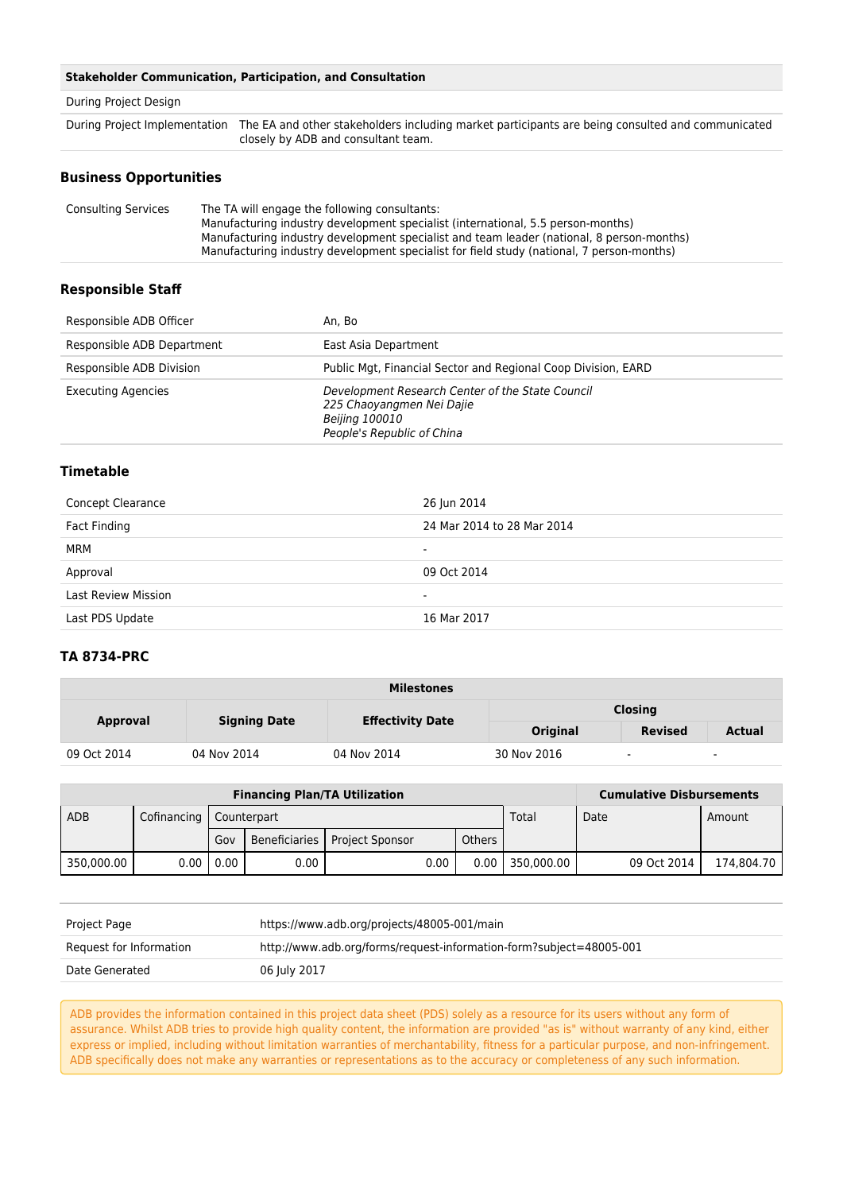| Stakeholder Communication, Participation, and Consultation | |
|---|---|
| During Project Design | |
| During Project Implementation | The EA and other stakeholders including market participants are being consulted and communicated closely by ADB and consultant team. |

### Business Opportunities

| | |
|---|---|
| Consulting Services | The TA will engage the following consultants:<br>Manufacturing industry development specialist (international, 5.5 person-months)<br>Manufacturing industry development specialist and team leader (national, 8 person-months)<br>Manufacturing industry development specialist for field study (national, 7 person-months) |

### Responsible Staff

| | |
|---|---|
| Responsible ADB Officer | An, Bo |
| Responsible ADB Department | East Asia Department |
| Responsible ADB Division | Public Mgt, Financial Sector and Regional Coop Division, EARD |
| Executing Agencies | *Development Research Center of the State Council*<br>*225 Chaoyangmen Nei Dajie*<br>*Beijing 100010*<br>*People's Republic of China* |

### Timetable

| | |
|---|---|
| Concept Clearance | 26 Jun 2014 |
| Fact Finding | 24 Mar 2014 to 28 Mar 2014 |
| MRM | - |
| Approval | 09 Oct 2014 |
| Last Review Mission | - |
| Last PDS Update | 16 Mar 2017 |

### TA 8734-PRC

| Milestones | | | | | |
|---|---|---|---|---|---|
| Approval | Signing Date | Effectivity Date | Closing | | |
| | | | Original | Revised | Actual |
| 09 Oct 2014 | 04 Nov 2014 | 04 Nov 2014 | 30 Nov 2016 | - | - |

| Financing Plan/TA Utilization | | | | | | | Cumulative Disbursements | |
|---|---|---|---|---|---|---|---|---|
| ADB | Cofinancing | Counterpart | | | | Total | Date | Amount |
| | | Gov | Beneficiaries | Project Sponsor | Others | | | |
| 350,000.00 | 0.00 | 0.00 | 0.00 | 0.00 | 0.00 | 350,000.00 | 09 Oct 2014 | 174,804.70 |

| | |
|---|---|
| Project Page | https://www.adb.org/projects/48005-001/main |
| Request for Information | http://www.adb.org/forms/request-information-form?subject=48005-001 |
| Date Generated | 06 July 2017 |

ADB provides the information contained in this project data sheet (PDS) solely as a resource for its users without any form of assurance. Whilst ADB tries to provide high quality content, the information are provided "as is" without warranty of any kind, either express or implied, including without limitation warranties of merchantability, fitness for a particular purpose, and non-infringement. ADB specifically does not make any warranties or representations as to the accuracy or completeness of any such information.